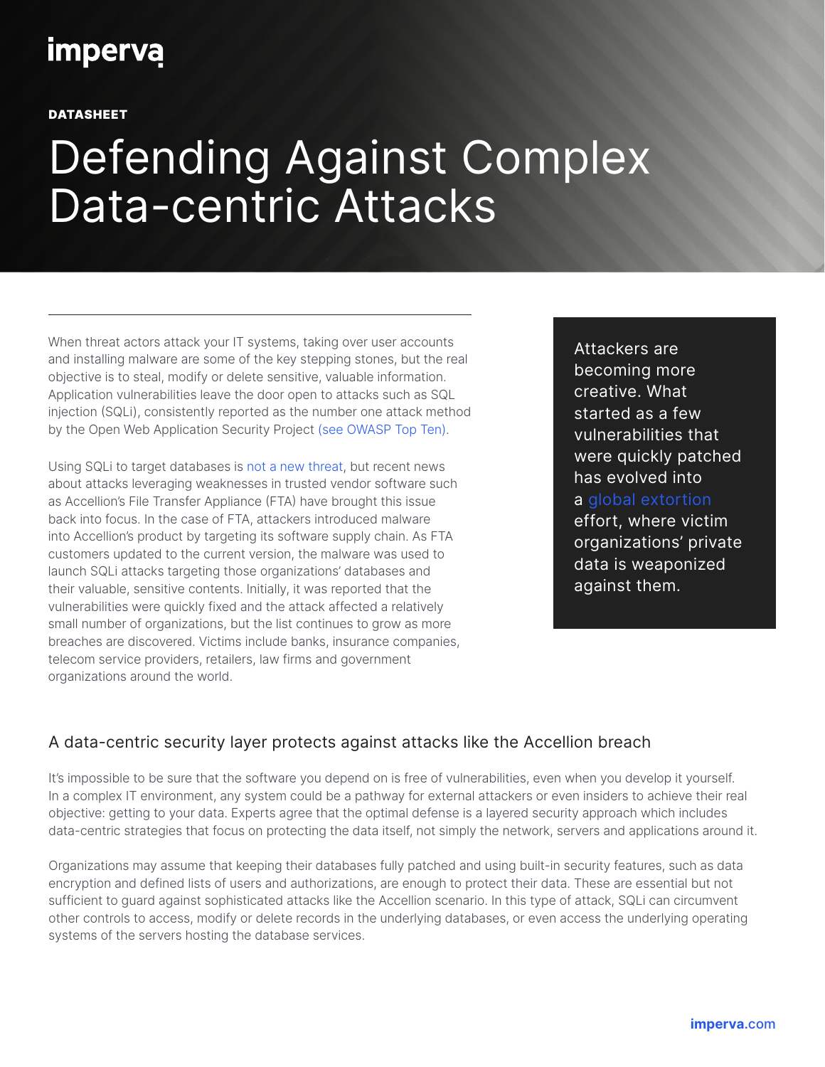imperva

**DATASHEET**

# Defending Against Complex Data-centric Attacks

When threat actors attack your IT systems, taking over user accounts and installing malware are some of the key stepping stones, but the real objective is to steal, modify or delete sensitive, valuable information. Application vulnerabilities leave the door open to attacks such as SQL injection (SQLi), consistently reported as the number one attack method by the Open Web Application Security Project (see OWASP Top Ten).

Using SQLi to target databases is not a new threat, but recent news about attacks leveraging weaknesses in trusted vendor software such as Accellion's File Transfer Appliance (FTA) have brought this issue back into focus. In the case of FTA, attackers introduced malware into Accellion's product by targeting its software supply chain. As FTA customers updated to the current version, the malware was used to launch SQLi attacks targeting those organizations' databases and their valuable, sensitive contents. Initially, it was reported that the vulnerabilities were quickly fixed and the attack affected a relatively small number of organizations, but the list continues to grow as more breaches are discovered. Victims include banks, insurance companies, telecom service providers, retailers, law firms and government organizations around the world.

> Attackers are becoming more creative. What started as a few vulnerabilities that were quickly patched has evolved into a global extortion effort, where victim organizations' private data is weaponized against them.

## A data-centric security layer protects against attacks like the Accellion breach

It's impossible to be sure that the software you depend on is free of vulnerabilities, even when you develop it yourself. In a complex IT environment, any system could be a pathway for external attackers or even insiders to achieve their real objective: getting to your data. Experts agree that the optimal defense is a layered security approach which includes data-centric strategies that focus on protecting the data itself, not simply the network, servers and applications around it.

Organizations may assume that keeping their databases fully patched and using built-in security features, such as data encryption and defined lists of users and authorizations, are enough to protect their data. These are essential but not sufficient to guard against sophisticated attacks like the Accellion scenario. In this type of attack, SQLi can circumvent other controls to access, modify or delete records in the underlying databases, or even access the underlying operating systems of the servers hosting the database services.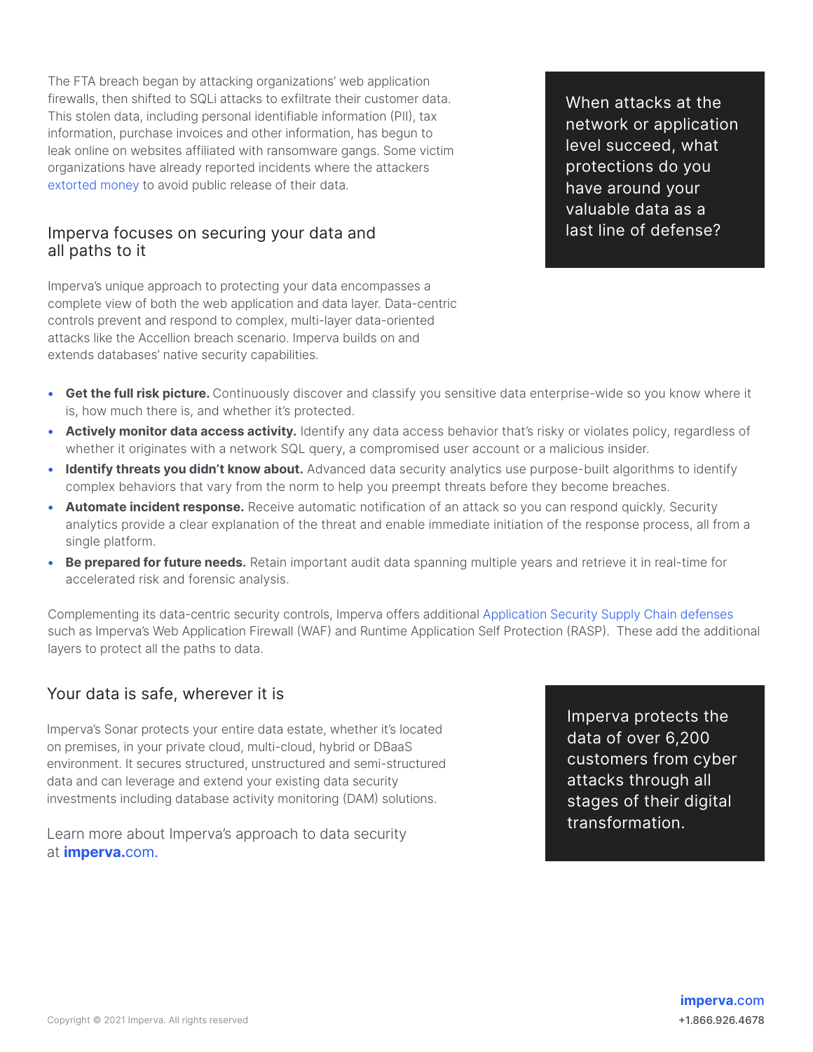The FTA breach began by attacking organizations' web application firewalls, then shifted to SQLi attacks to exfiltrate their customer data. This stolen data, including personal identifiable information (PII), tax information, purchase invoices and other information, has begun to leak online on websites affiliated with ransomware gangs. Some victim organizations have already reported incidents where the attackers extorted money to avoid public release of their data.

When attacks at the network or application level succeed, what protections do you have around your valuable data as a last line of defense?

## Imperva focuses on securing your data and all paths to it

Imperva's unique approach to protecting your data encompasses a complete view of both the web application and data layer. Data-centric controls prevent and respond to complex, multi-layer data-oriented attacks like the Accellion breach scenario. Imperva builds on and extends databases' native security capabilities.

- **Get the full risk picture.** Continuously discover and classify you sensitive data enterprise-wide so you know where it is, how much there is, and whether it's protected.
- **Actively monitor data access activity.** Identify any data access behavior that's risky or violates policy, regardless of whether it originates with a network SQL query, a compromised user account or a malicious insider.
- **Identify threats you didn't know about.** Advanced data security analytics use purpose-built algorithms to identify complex behaviors that vary from the norm to help you preempt threats before they become breaches.
- **Automate incident response.** Receive automatic notification of an attack so you can respond quickly. Security analytics provide a clear explanation of the threat and enable immediate initiation of the response process, all from a single platform.
- **Be prepared for future needs.** Retain important audit data spanning multiple years and retrieve it in real-time for accelerated risk and forensic analysis.

Complementing its data-centric security controls, Imperva offers additional Application Security Supply Chain defenses such as Imperva's Web Application Firewall (WAF) and Runtime Application Self Protection (RASP). These add the additional layers to protect all the paths to data.

## Your data is safe, wherever it is

Imperva's Sonar protects your entire data estate, whether it's located on premises, in your private cloud, multi-cloud, hybrid or DBaaS environment. It secures structured, unstructured and semi-structured data and can leverage and extend your existing data security investments including database activity monitoring (DAM) solutions.

Learn more about Imperva's approach to data security at **imperva**.com.

Imperva protects the data of over 6,200 customers from cyber attacks through all stages of their digital transformation.

Copyright © 2021 Imperva. All rights reserved

**imperva**.com
+1.866.926.4678